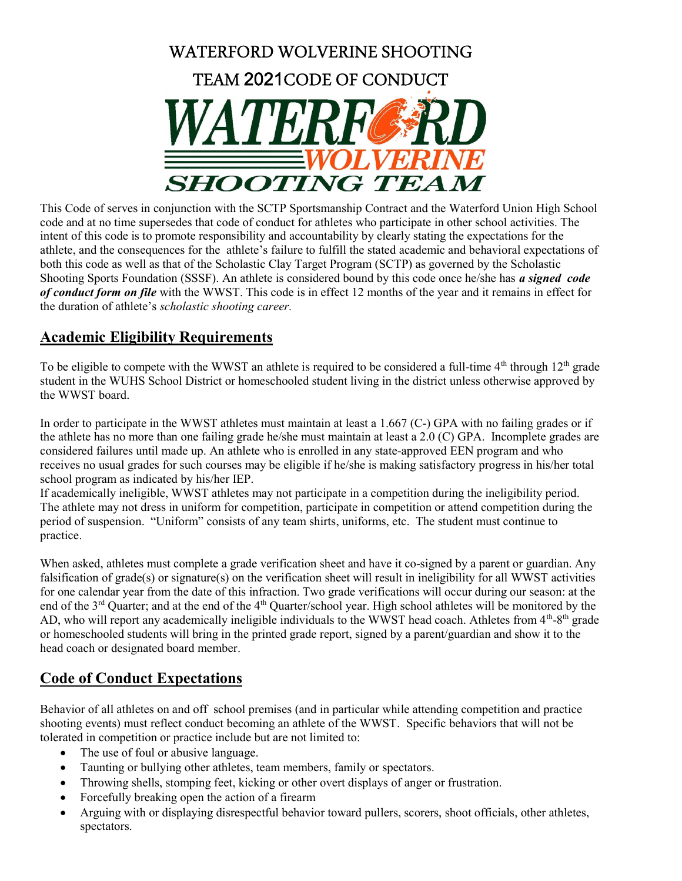# WATERFORD WOLVERINE SHOOTING TEAM 2021CODE OF CONDUCT

This Code of serves in conjunction with the SCTP Sportsmanship Contract and the Waterford Union High School code and at no time supersedes that code of conduct for athletes who participate in other school activities. The intent of this code is to promote responsibility and accountability by clearly stating the expectations for the athlete, and the consequences for the athlete's failure to fulfill the stated academic and behavioral expectations of both this code as well as that of the Scholastic Clay Target Program (SCTP) as governed by the Scholastic Shooting Sports Foundation (SSSF). An athlete is considered bound by this code once he/she has ***a signed code of conduct form on file*** with the WWST. This code is in effect 12 months of the year and it remains in effect for the duration of athlete's *scholastic shooting career.*

## Academic Eligibility Requirements

To be eligible to compete with the WWST an athlete is required to be considered a full-time 4th through 12th grade student in the WUHS School District or homeschooled student living in the district unless otherwise approved by the WWST board.

In order to participate in the WWST athletes must maintain at least a 1.667 (C-) GPA with no failing grades or if the athlete has no more than one failing grade he/she must maintain at least a 2.0 (C) GPA. Incomplete grades are considered failures until made up. An athlete who is enrolled in any state-approved EEN program and who receives no usual grades for such courses may be eligible if he/she is making satisfactory progress in his/her total school program as indicated by his/her IEP.

If academically ineligible, WWST athletes may not participate in a competition during the ineligibility period. The athlete may not dress in uniform for competition, participate in competition or attend competition during the period of suspension. "Uniform" consists of any team shirts, uniforms, etc. The student must continue to practice.

When asked, athletes must complete a grade verification sheet and have it co-signed by a parent or guardian. Any falsification of grade(s) or signature(s) on the verification sheet will result in ineligibility for all WWST activities for one calendar year from the date of this infraction. Two grade verifications will occur during our season: at the end of the 3rd Quarter; and at the end of the 4th Quarter/school year. High school athletes will be monitored by the AD, who will report any academically ineligible individuals to the WWST head coach. Athletes from 4th-8th grade or homeschooled students will bring in the printed grade report, signed by a parent/guardian and show it to the head coach or designated board member.

## Code of Conduct Expectations

Behavior of all athletes on and off school premises (and in particular while attending competition and practice shooting events) must reflect conduct becoming an athlete of the WWST. Specific behaviors that will not be tolerated in competition or practice include but are not limited to:

- The use of foul or abusive language.
- Taunting or bullying other athletes, team members, family or spectators.
- Throwing shells, stomping feet, kicking or other overt displays of anger or frustration.
- Forcefully breaking open the action of a firearm
- Arguing with or displaying disrespectful behavior toward pullers, scorers, shoot officials, other athletes, spectators.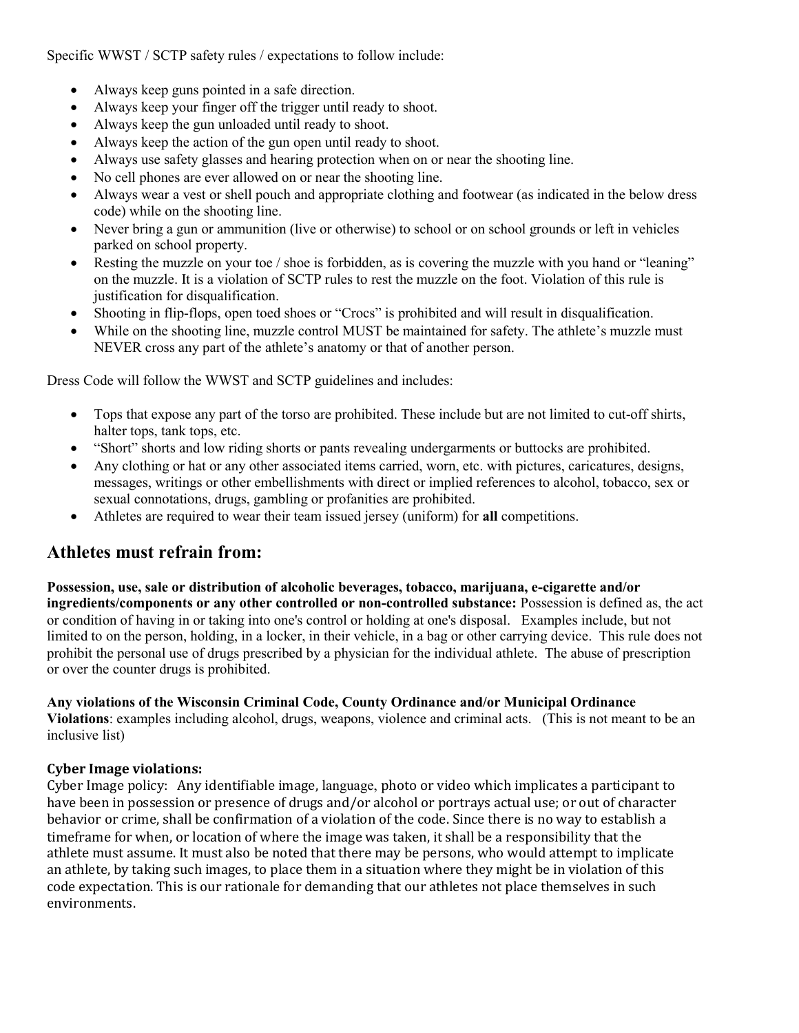Specific WWST / SCTP safety rules / expectations to follow include:

- Always keep guns pointed in a safe direction.
- Always keep your finger off the trigger until ready to shoot.
- Always keep the gun unloaded until ready to shoot.
- Always keep the action of the gun open until ready to shoot.
- Always use safety glasses and hearing protection when on or near the shooting line.
- No cell phones are ever allowed on or near the shooting line.
- Always wear a vest or shell pouch and appropriate clothing and footwear (as indicated in the below dress code) while on the shooting line.
- Never bring a gun or ammunition (live or otherwise) to school or on school grounds or left in vehicles parked on school property.
- Resting the muzzle on your toe / shoe is forbidden, as is covering the muzzle with you hand or "leaning" on the muzzle. It is a violation of SCTP rules to rest the muzzle on the foot. Violation of this rule is justification for disqualification.
- Shooting in flip-flops, open toed shoes or "Crocs" is prohibited and will result in disqualification.
- While on the shooting line, muzzle control MUST be maintained for safety. The athlete's muzzle must NEVER cross any part of the athlete's anatomy or that of another person.

Dress Code will follow the WWST and SCTP guidelines and includes:

- Tops that expose any part of the torso are prohibited. These include but are not limited to cut-off shirts, halter tops, tank tops, etc.
- "Short" shorts and low riding shorts or pants revealing undergarments or buttocks are prohibited.
- Any clothing or hat or any other associated items carried, worn, etc. with pictures, caricatures, designs, messages, writings or other embellishments with direct or implied references to alcohol, tobacco, sex or sexual connotations, drugs, gambling or profanities are prohibited.
- Athletes are required to wear their team issued jersey (uniform) for **all** competitions.

## Athletes must refrain from:

**Possession, use, sale or distribution of alcoholic beverages, tobacco, marijuana, e-cigarette and/or ingredients/components or any other controlled or non-controlled substance:** Possession is defined as, the act or condition of having in or taking into one's control or holding at one's disposal. Examples include, but not limited to on the person, holding, in a locker, in their vehicle, in a bag or other carrying device. This rule does not prohibit the personal use of drugs prescribed by a physician for the individual athlete. The abuse of prescription or over the counter drugs is prohibited.

**Any violations of the Wisconsin Criminal Code, County Ordinance and/or Municipal Ordinance Violations**: examples including alcohol, drugs, weapons, violence and criminal acts. (This is not meant to be an inclusive list)

**Cyber Image violations:**
Cyber Image policy: Any identifiable image, language, photo or video which implicates a participant to have been in possession or presence of drugs and/or alcohol or portrays actual use; or out of character behavior or crime, shall be confirmation of a violation of the code. Since there is no way to establish a timeframe for when, or location of where the image was taken, it shall be a responsibility that the athlete must assume. It must also be noted that there may be persons, who would attempt to implicate an athlete, by taking such images, to place them in a situation where they might be in violation of this code expectation. This is our rationale for demanding that our athletes not place themselves in such environments.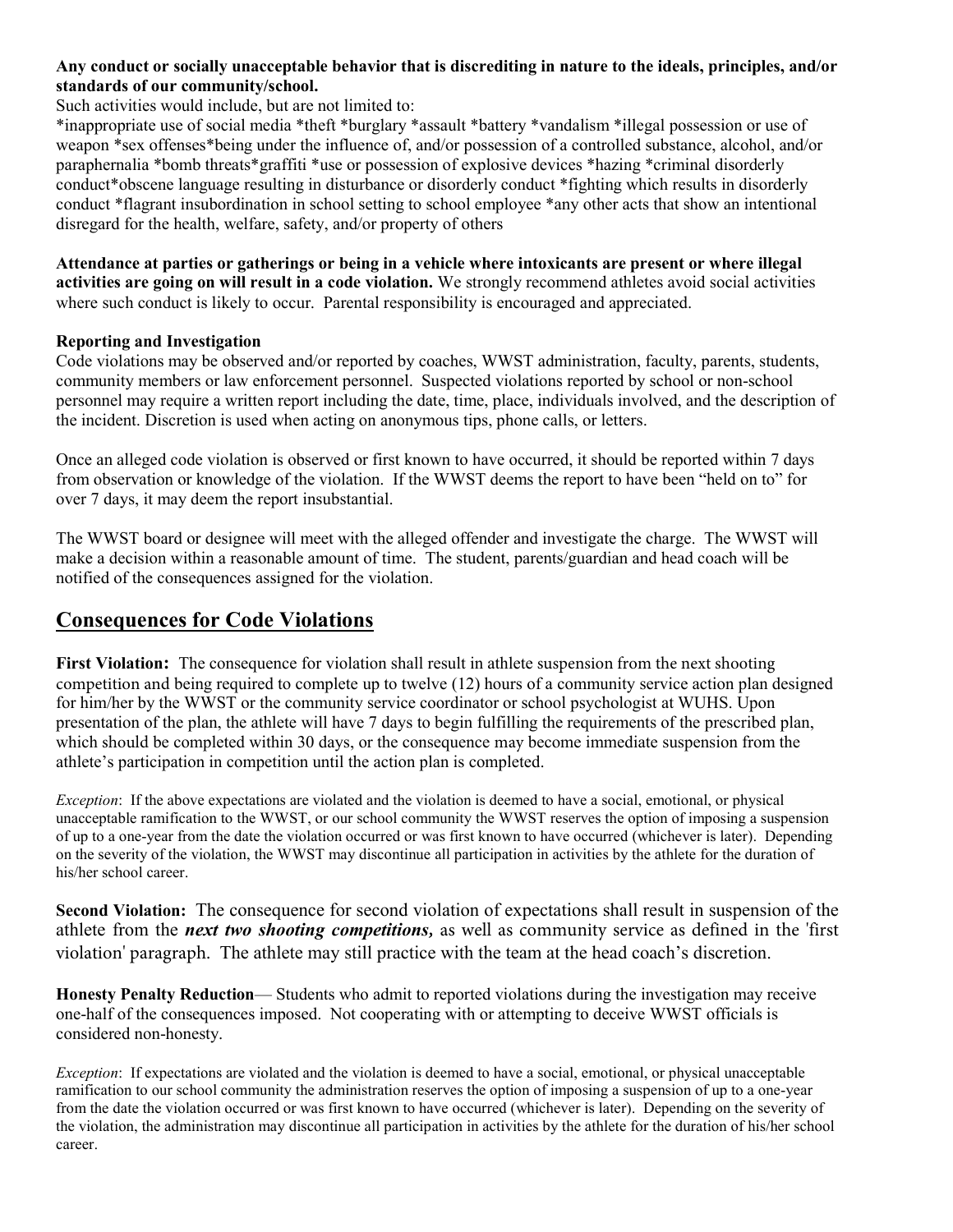**Any conduct or socially unacceptable behavior that is discrediting in nature to the ideals, principles, and/or standards of our community/school.**

Such activities would include, but are not limited to:

*inappropriate use of social media *theft *burglary *assault *battery *vandalism *illegal possession or use of weapon *sex offenses*being under the influence of, and/or possession of a controlled substance, alcohol, and/or paraphernalia *bomb threats*graffiti *use or possession of explosive devices *hazing *criminal disorderly conduct*obscene language resulting in disturbance or disorderly conduct *fighting which results in disorderly conduct *flagrant insubordination in school setting to school employee *any other acts that show an intentional disregard for the health, welfare, safety, and/or property of others

**Attendance at parties or gatherings or being in a vehicle where intoxicants are present or where illegal activities are going on will result in a code violation.** We strongly recommend athletes avoid social activities where such conduct is likely to occur. Parental responsibility is encouraged and appreciated.

**Reporting and Investigation**

Code violations may be observed and/or reported by coaches, WWST administration, faculty, parents, students, community members or law enforcement personnel. Suspected violations reported by school or non-school personnel may require a written report including the date, time, place, individuals involved, and the description of the incident. Discretion is used when acting on anonymous tips, phone calls, or letters.

Once an alleged code violation is observed or first known to have occurred, it should be reported within 7 days from observation or knowledge of the violation. If the WWST deems the report to have been "held on to" for over 7 days, it may deem the report insubstantial.

The WWST board or designee will meet with the alleged offender and investigate the charge. The WWST will make a decision within a reasonable amount of time. The student, parents/guardian and head coach will be notified of the consequences assigned for the violation.

## Consequences for Code Violations

**First Violation:** The consequence for violation shall result in athlete suspension from the next shooting competition and being required to complete up to twelve (12) hours of a community service action plan designed for him/her by the WWST or the community service coordinator or school psychologist at WUHS. Upon presentation of the plan, the athlete will have 7 days to begin fulfilling the requirements of the prescribed plan, which should be completed within 30 days, or the consequence may become immediate suspension from the athlete's participation in competition until the action plan is completed.

*Exception*: If the above expectations are violated and the violation is deemed to have a social, emotional, or physical unacceptable ramification to the WWST, or our school community the WWST reserves the option of imposing a suspension of up to a one-year from the date the violation occurred or was first known to have occurred (whichever is later). Depending on the severity of the violation, the WWST may discontinue all participation in activities by the athlete for the duration of his/her school career.

**Second Violation:** The consequence for second violation of expectations shall result in suspension of the athlete from the ***next two shooting competitions,*** as well as community service as defined in the 'first violation' paragraph. The athlete may still practice with the team at the head coach's discretion.

**Honesty Penalty Reduction**— Students who admit to reported violations during the investigation may receive one-half of the consequences imposed. Not cooperating with or attempting to deceive WWST officials is considered non-honesty.

*Exception*: If expectations are violated and the violation is deemed to have a social, emotional, or physical unacceptable ramification to our school community the administration reserves the option of imposing a suspension of up to a one-year from the date the violation occurred or was first known to have occurred (whichever is later). Depending on the severity of the violation, the administration may discontinue all participation in activities by the athlete for the duration of his/her school career.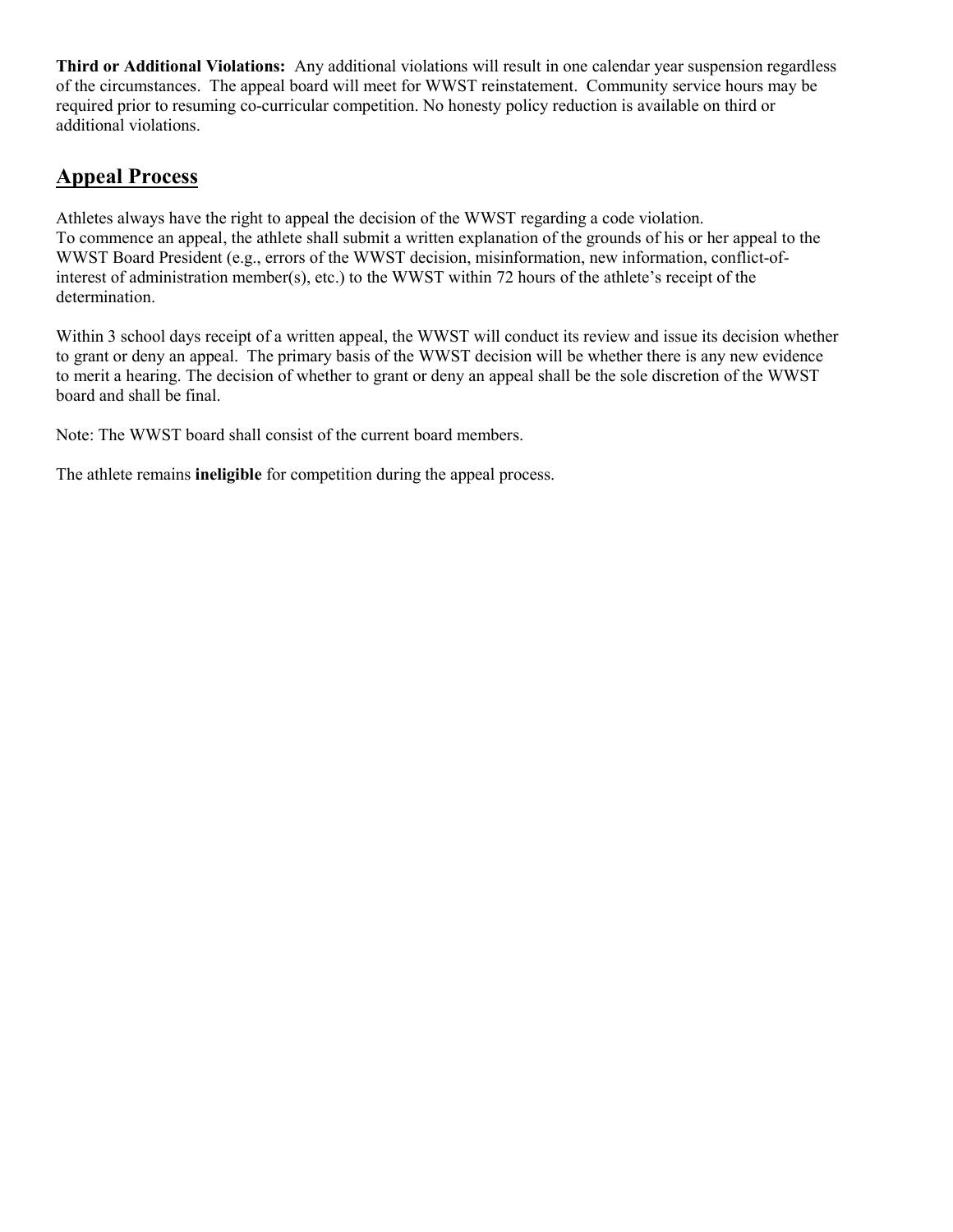**Third or Additional Violations:** Any additional violations will result in one calendar year suspension regardless of the circumstances. The appeal board will meet for WWST reinstatement. Community service hours may be required prior to resuming co-curricular competition. No honesty policy reduction is available on third or additional violations.

## Appeal Process

Athletes always have the right to appeal the decision of the WWST regarding a code violation.
To commence an appeal, the athlete shall submit a written explanation of the grounds of his or her appeal to the WWST Board President (e.g., errors of the WWST decision, misinformation, new information, conflict-of-interest of administration member(s), etc.) to the WWST within 72 hours of the athlete's receipt of the determination.

Within 3 school days receipt of a written appeal, the WWST will conduct its review and issue its decision whether to grant or deny an appeal. The primary basis of the WWST decision will be whether there is any new evidence to merit a hearing. The decision of whether to grant or deny an appeal shall be the sole discretion of the WWST board and shall be final.

Note: The WWST board shall consist of the current board members.

The athlete remains **ineligible** for competition during the appeal process.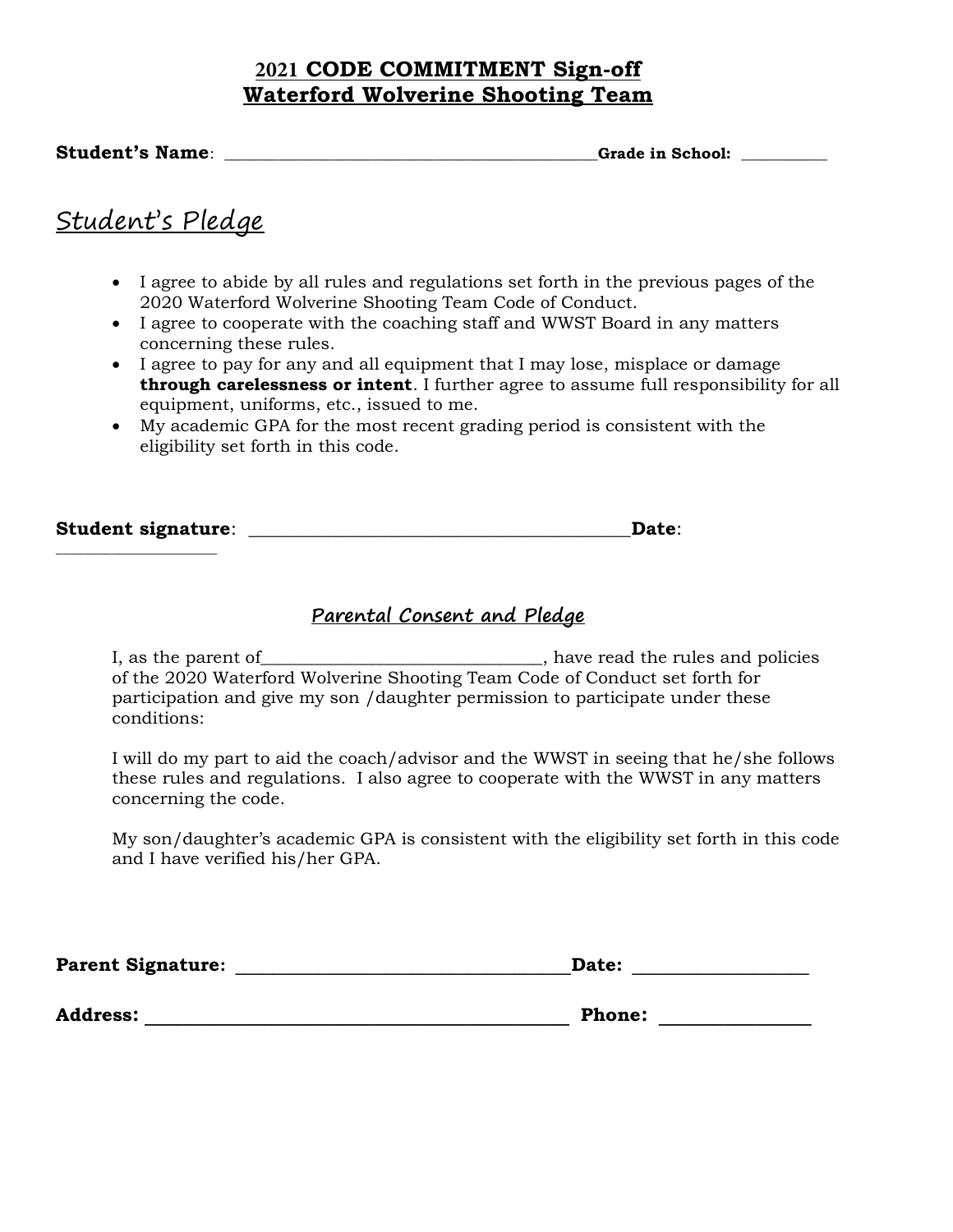## 2021 CODE COMMITMENT Sign-off
## Waterford Wolverine Shooting Team

**Student's Name**: ___________________________________________ **Grade in School:** __________

# Student's Pledge

- I agree to abide by all rules and regulations set forth in the previous pages of the 2020 Waterford Wolverine Shooting Team Code of Conduct.
- I agree to cooperate with the coaching staff and WWST Board in any matters concerning these rules.
- I agree to pay for any and all equipment that I may lose, misplace or damage **through carelessness or intent**. I further agree to assume full responsibility for all equipment, uniforms, etc., issued to me.
- My academic GPA for the most recent grading period is consistent with the eligibility set forth in this code.

**Student signature**: ___________________________________________ **Date**: _________________

## Parental Consent and Pledge

I, as the parent of________________________________, have read the rules and policies of the 2020 Waterford Wolverine Shooting Team Code of Conduct set forth for participation and give my son /daughter permission to participate under these conditions:

I will do my part to aid the coach/advisor and the WWST in seeing that he/she follows these rules and regulations. I also agree to cooperate with the WWST in any matters concerning the code.

My son/daughter's academic GPA is consistent with the eligibility set forth in this code and I have verified his/her GPA.

**Parent Signature:** ___________________________________ **Date:** __________________

**Address:** _______________________________________________ **Phone:** ________________